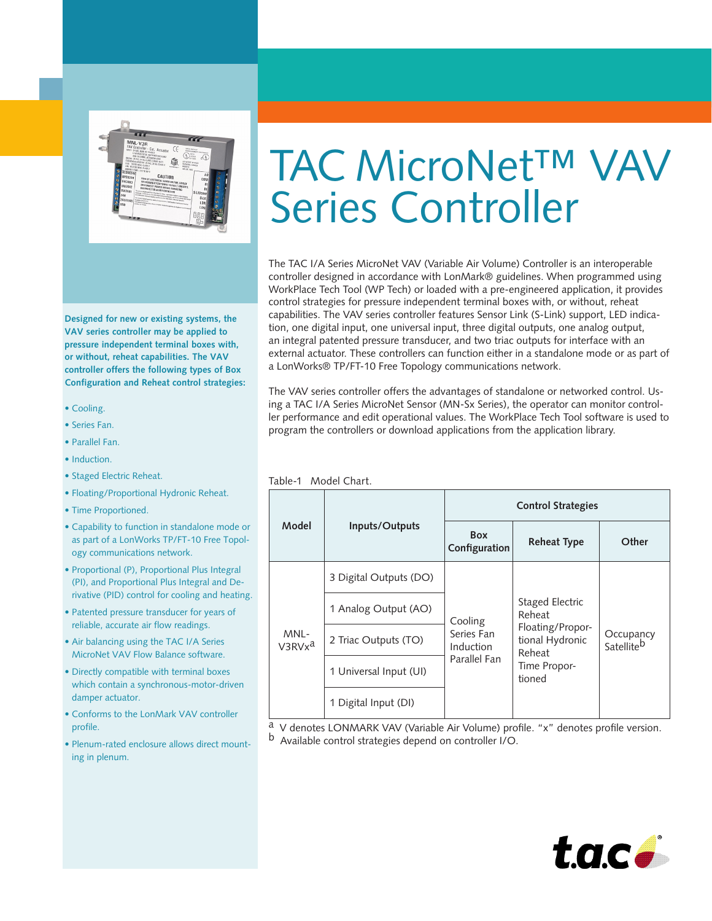# TAC MicroNet™ VAV Series Controller

The TAC I/A Series MicroNet VAV (Variable Air Volume) Controller is an interoperable controller designed in accordance with LonMark® guidelines. When programmed using WorkPlace Tech Tool (WP Tech) or loaded with a pre-engineered application, it provides control strategies for pressure independent terminal boxes with, or without, reheat capabilities. The VAV series controller features Sensor Link (S-Link) support, LED indication, one digital input, one universal input, three digital outputs, one analog output, an integral patented pressure transducer, and two triac outputs for interface with an external actuator. These controllers can function either in a standalone mode or as part of a LonWorks® TP/FT-10 Free Topology communications network.

The VAV series controller offers the advantages of standalone or networked control. Using a TAC I/A Series MicroNet Sensor (MN-Sx Series), the operator can monitor controller performance and edit operational values. The WorkPlace Tech Tool software is used to program the controllers or download applications from the application library.

**Designed for new or existing systems, the VAV series controller may be applied to pressure independent terminal boxes with, or without, reheat capabilities. The VAV controller offers the following types of Box Configuration and Reheat control strategies:**

- Cooling.
- Series Fan.
- Parallel Fan.
- Induction.
- Staged Electric Reheat.
- Floating/Proportional Hydronic Reheat.
- Time Proportioned.
- Capability to function in standalone mode or as part of a LonWorks TP/FT-10 Free Topology communications network.
- Proportional (P), Proportional Plus Integral (PI), and Proportional Plus Integral and Derivative (PID) control for cooling and heating.
- Patented pressure transducer for years of reliable, accurate air flow readings.
- Air balancing using the TAC I/A Series MicroNet VAV Flow Balance software.
- Directly compatible with terminal boxes which contain a synchronous-motor-driven damper actuator.
- Conforms to the LonMark VAV controller profile.
- Plenum-rated enclosure allows direct mounting in plenum.

Table-1 Model Chart.

| Model | Inputs/Outputs | Control Strategies | | |
|---|---|---|---|---|
| | | Box Configuration | Reheat Type | Other |
| MNL-V3RVx[a] | 3 Digital Outputs (DO)<br>1 Analog Output (AO)<br>2 Triac Outputs (TO)<br>1 Universal Input (UI)<br>1 Digital Input (DI) | Cooling<br>Series Fan<br>Induction<br>Parallel Fan | Staged Electric Reheat<br>Floating/Proportional Hydronic Reheat<br>Time Proportioned | Occupancy Satellite[b] |

[a] V denotes LONMARK VAV (Variable Air Volume) profile. "x" denotes profile version.
[b] Available control strategies depend on controller I/O.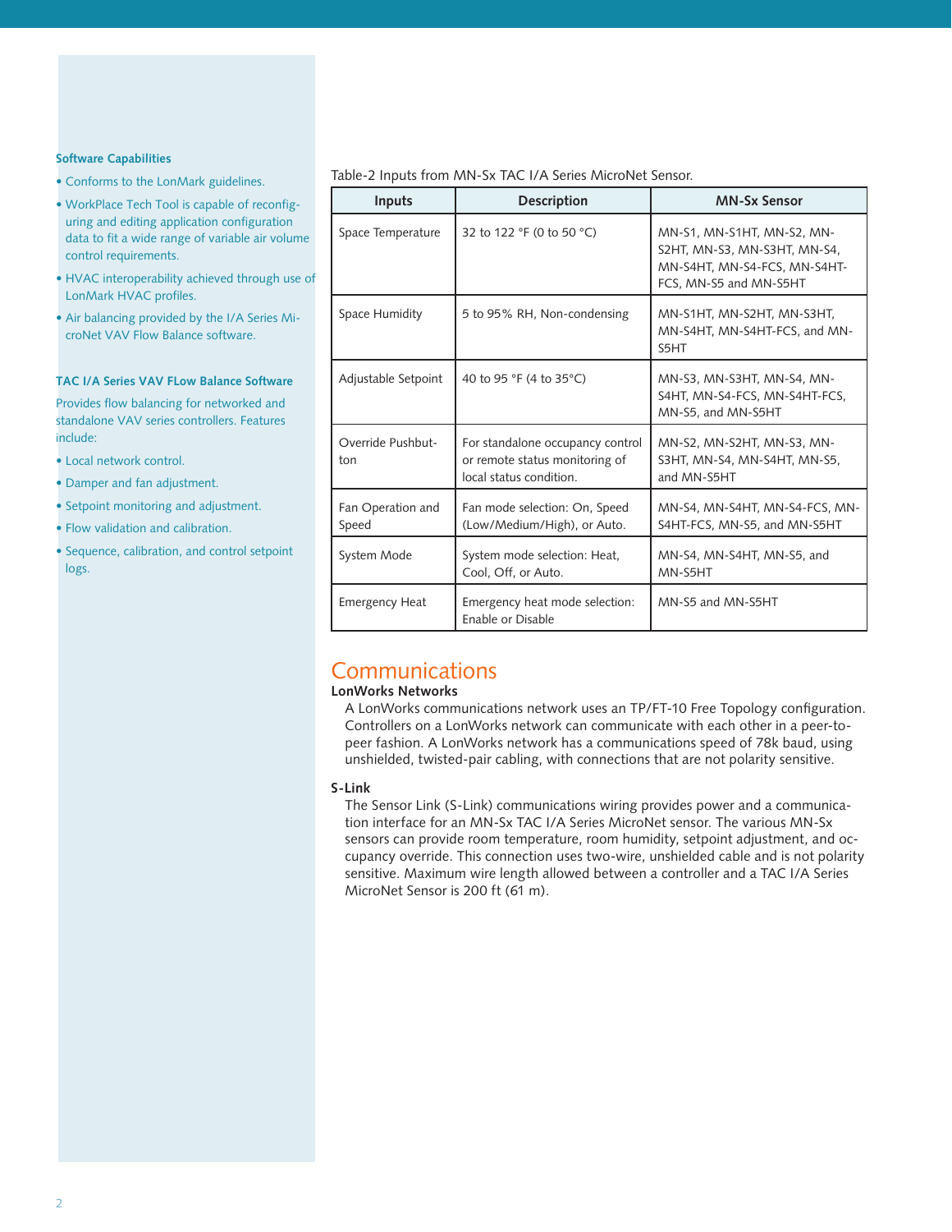### Software Capabilities

- Conforms to the LonMark guidelines.
- WorkPlace Tech Tool is capable of reconfiguring and editing application configuration data to fit a wide range of variable air volume control requirements.
- HVAC interoperability achieved through use of LonMark HVAC profiles.
- Air balancing provided by the I/A Series MicroNet VAV Flow Balance software.

### TAC I/A Series VAV FLow Balance Software

Provides flow balancing for networked and standalone VAV series controllers. Features include:

- Local network control.
- Damper and fan adjustment.
- Setpoint monitoring and adjustment.
- Flow validation and calibration.
- Sequence, calibration, and control setpoint logs.

Table-2 Inputs from MN-Sx TAC I/A Series MicroNet Sensor.

| Inputs | Description | MN-Sx Sensor |
|---|---|---|
| Space Temperature | 32 to 122 °F (0 to 50 °C) | MN-S1, MN-S1HT, MN-S2, MN-S2HT, MN-S3, MN-S3HT, MN-S4, MN-S4HT, MN-S4-FCS, MN-S4HT-FCS, MN-S5 and MN-S5HT |
| Space Humidity | 5 to 95% RH, Non-condensing | MN-S1HT, MN-S2HT, MN-S3HT, MN-S4HT, MN-S4HT-FCS, and MN-S5HT |
| Adjustable Setpoint | 40 to 95 °F (4 to 35°C) | MN-S3, MN-S3HT, MN-S4, MN-S4HT, MN-S4-FCS, MN-S4HT-FCS, MN-S5, and MN-S5HT |
| Override Pushbutton | For standalone occupancy control or remote status monitoring of local status condition. | MN-S2, MN-S2HT, MN-S3, MN-S3HT, MN-S4, MN-S4HT, MN-S5, and MN-S5HT |
| Fan Operation and Speed | Fan mode selection: On, Speed (Low/Medium/High), or Auto. | MN-S4, MN-S4HT, MN-S4-FCS, MN-S4HT-FCS, MN-S5, and MN-S5HT |
| System Mode | System mode selection: Heat, Cool, Off, or Auto. | MN-S4, MN-S4HT, MN-S5, and MN-S5HT |
| Emergency Heat | Emergency heat mode selection: Enable or Disable | MN-S5 and MN-S5HT |

## Communications

### LonWorks Networks

A LonWorks communications network uses an TP/FT-10 Free Topology configuration. Controllers on a LonWorks network can communicate with each other in a peer-to-peer fashion. A LonWorks network has a communications speed of 78k baud, using unshielded, twisted-pair cabling, with connections that are not polarity sensitive.

### S-Link

The Sensor Link (S-Link) communications wiring provides power and a communication interface for an MN-Sx TAC I/A Series MicroNet sensor. The various MN-Sx sensors can provide room temperature, room humidity, setpoint adjustment, and occupancy override. This connection uses two-wire, unshielded cable and is not polarity sensitive. Maximum wire length allowed between a controller and a TAC I/A Series MicroNet Sensor is 200 ft (61 m).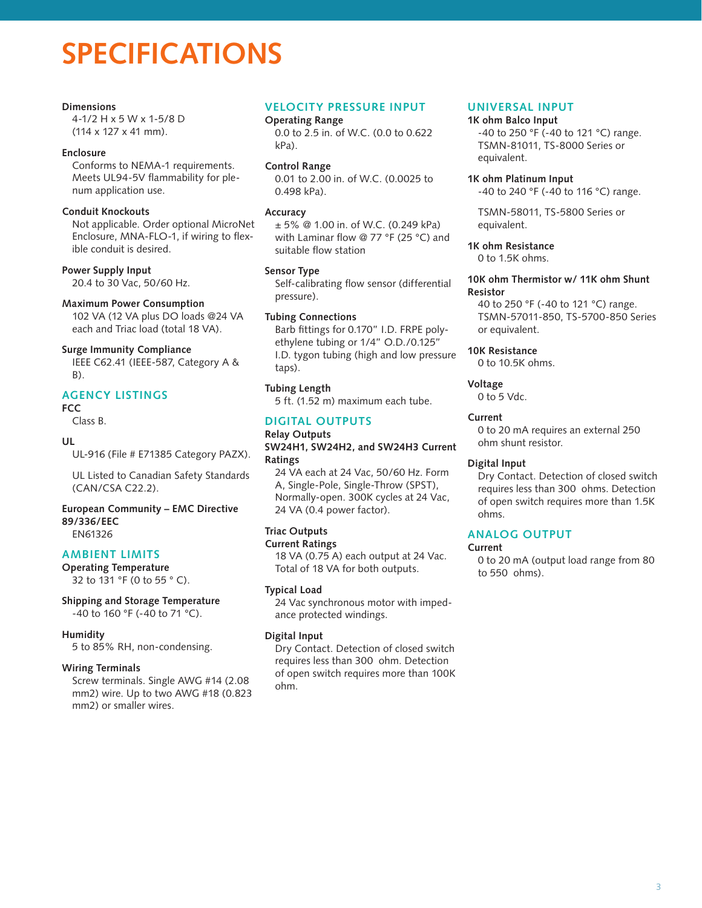# SPECIFICATIONS

**Dimensions**
4-1/2 H x 5 W x 1-5/8 D
(114 x 127 x 41 mm).

**Enclosure**
Conforms to NEMA-1 requirements. Meets UL94-5V flammability for plenum application use.

**Conduit Knockouts**
Not applicable. Order optional MicroNet Enclosure, MNA-FLO-1, if wiring to flexible conduit is desired.

**Power Supply Input**
20.4 to 30 Vac, 50/60 Hz.

**Maximum Power Consumption**
102 VA (12 VA plus DO loads @24 VA each and Triac load (total 18 VA).

**Surge Immunity Compliance**
IEEE C62.41 (IEEE-587, Category A & B).

## AGENCY LISTINGS

**FCC**
Class B.

**UL**
UL-916 (File # E71385 Category PAZX).

UL Listed to Canadian Safety Standards (CAN/CSA C22.2).

**European Community – EMC Directive 89/336/EEC**
EN61326

## AMBIENT LIMITS

**Operating Temperature**
32 to 131 °F (0 to 55 ° C).

**Shipping and Storage Temperature**
-40 to 160 °F (-40 to 71 °C).

**Humidity**
5 to 85% RH, non-condensing.

**Wiring Terminals**
Screw terminals. Single AWG #14 (2.08 mm2) wire. Up to two AWG #18 (0.823 mm2) or smaller wires.

## VELOCITY PRESSURE INPUT

**Operating Range**
0.0 to 2.5 in. of W.C. (0.0 to 0.622 kPa).

**Control Range**
0.01 to 2.00 in. of W.C. (0.0025 to 0.498 kPa).

**Accuracy**
± 5% @ 1.00 in. of W.C. (0.249 kPa) with Laminar flow @ 77 °F (25 °C) and suitable flow station

**Sensor Type**
Self-calibrating flow sensor (differential pressure).

**Tubing Connections**
Barb fittings for 0.170" I.D. FRPE polyethylene tubing or 1/4" O.D./0.125" I.D. tygon tubing (high and low pressure taps).

**Tubing Length**
5 ft. (1.52 m) maximum each tube.

## DIGITAL OUTPUTS

**Relay Outputs**
**SW24H1, SW24H2, and SW24H3 Current Ratings**
24 VA each at 24 Vac, 50/60 Hz. Form A, Single-Pole, Single-Throw (SPST), Normally-open. 300K cycles at 24 Vac, 24 VA (0.4 power factor).

**Triac Outputs**
**Current Ratings**
18 VA (0.75 A) each output at 24 Vac. Total of 18 VA for both outputs.

**Typical Load**
24 Vac synchronous motor with impedance protected windings.

**Digital Input**
Dry Contact. Detection of closed switch requires less than 300 ohm. Detection of open switch requires more than 100K ohm.

## UNIVERSAL INPUT

**1K ohm Balco Input**
-40 to 250 °F (-40 to 121 °C) range. TSMN-81011, TS-8000 Series or equivalent.

**1K ohm Platinum Input**
-40 to 240 °F (-40 to 116 °C) range.

TSMN-58011, TS-5800 Series or equivalent.

**1K ohm Resistance**
0 to 1.5K ohms.

**10K ohm Thermistor w/ 11K ohm Shunt Resistor**
40 to 250 °F (-40 to 121 °C) range. TSMN-57011-850, TS-5700-850 Series or equivalent.

**10K Resistance**
0 to 10.5K ohms.

**Voltage**
0 to 5 Vdc.

**Current**
0 to 20 mA requires an external 250 ohm shunt resistor.

**Digital Input**
Dry Contact. Detection of closed switch requires less than 300 ohms. Detection of open switch requires more than 1.5K ohms.

## ANALOG OUTPUT

**Current**
0 to 20 mA (output load range from 80 to 550 ohms).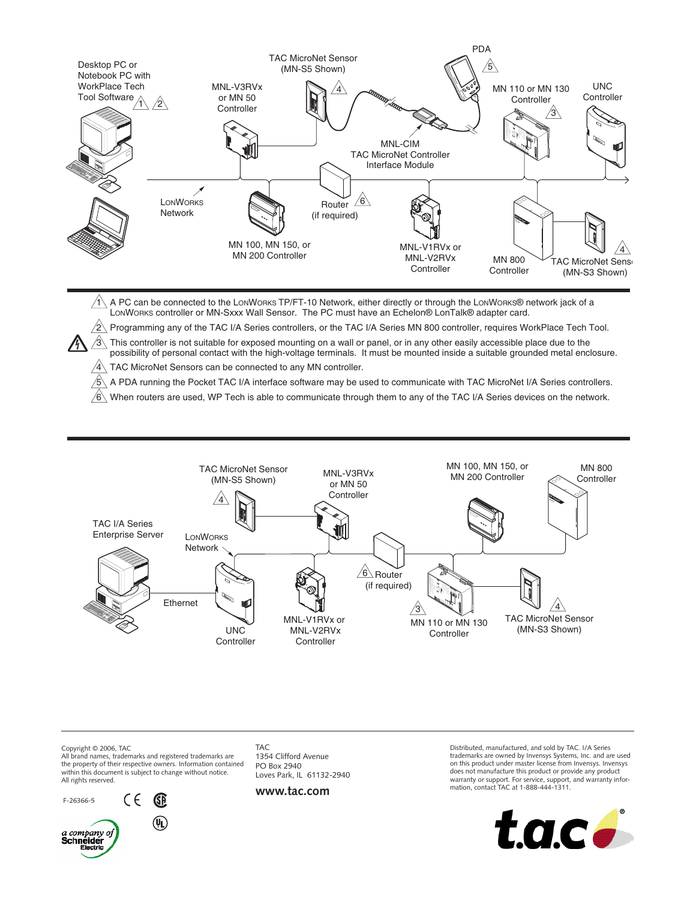Desktop PC or Notebook PC with WorkPlace Tech Tool Software 1 2

TAC MicroNet Sensor (MN-S5 Shown) 4

MNL-V3RVx or MN 50 Controller

PDA 5

MN 110 or MN 130 Controller 3

UNC Controller

MNL-CIM TAC MicroNet Controller Interface Module

LONWORKS Network

Router (if required) 6

MN 100, MN 150, or MN 200 Controller

MNL-V1RVx or MNL-V2RVx Controller

MN 800 Controller

TAC MicroNet Sensor (MN-S3 Shown) 4

1 A PC can be connected to the LONWORKS TP/FT-10 Network, either directly or through the LONWORKS® network jack of a LONWORKS controller or MN-Sxxx Wall Sensor. The PC must have an Echelon® LonTalk® adapter card.

2 Programming any of the TAC I/A Series controllers, or the TAC I/A Series MN 800 controller, requires WorkPlace Tech Tool.

3 This controller is not suitable for exposed mounting on a wall or panel, or in any other easily accessible place due to the possibility of personal contact with the high-voltage terminals. It must be mounted inside a suitable grounded metal enclosure.

4 TAC MicroNet Sensors can be connected to any MN controller.

5 A PDA running the Pocket TAC I/A interface software may be used to communicate with TAC MicroNet I/A Series controllers.

6 When routers are used, WP Tech is able to communicate through them to any of the TAC I/A Series devices on the network.

TAC MicroNet Sensor (MN-S5 Shown) 4

MNL-V3RVx or MN 50 Controller

MN 100, MN 150, or MN 200 Controller

MN 800 Controller

TAC I/A Series Enterprise Server

LONWORKS Network

Ethernet

UNC Controller

MNL-V1RVx or MNL-V2RVx Controller

6 Router (if required)

3 MN 110 or MN 130 Controller

4 TAC MicroNet Sensor (MN-S3 Shown)

Copyright © 2006, TAC
All brand names, trademarks and registered trademarks are the property of their respective owners. Information contained within this document is subject to change without notice.
All rights reserved.

F-26366-5

TAC
1354 Clifford Avenue
PO Box 2940
Loves Park, IL 61132-2940

**www.tac.com**

Distributed, manufactured, and sold by TAC. I/A Series trademarks are owned by Invensys Systems, Inc. and are used on this product under master license from Invensys. Invensys does not manufacture this product or provide any product warranty or support. For service, support, and warranty information, contact TAC at 1-888-444-1311.

a company of Schneider Electric

t.a.c®